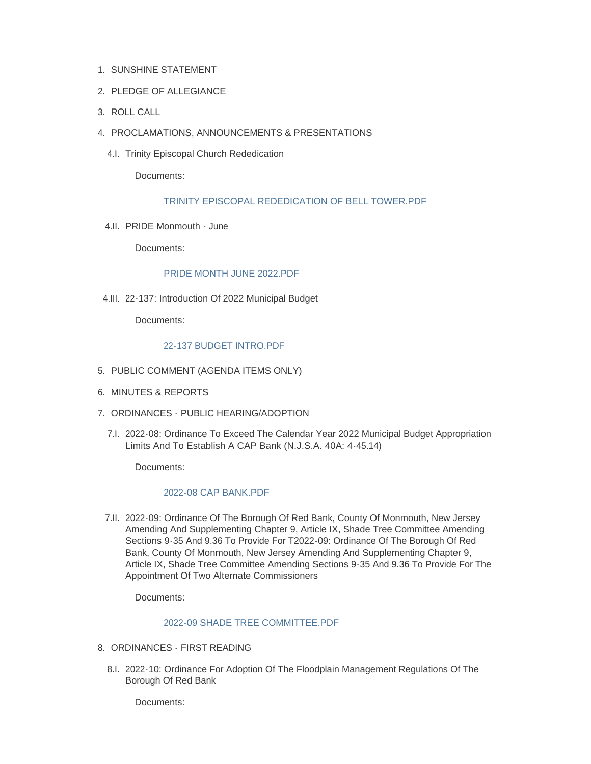1. SUNSHINE STATEMENT
2. PLEDGE OF ALLEGIANCE
3. ROLL CALL
4. PROCLAMATIONS, ANNOUNCEMENTS & PRESENTATIONS

   4.I. Trinity Episcopal Church Rededication

   Documents:

   TRINITY EPISCOPAL REDEDICATION OF BELL TOWER.PDF

   4.II. PRIDE Monmouth - June

   Documents:

   PRIDE MONTH JUNE 2022.PDF

   4.III. 22-137: Introduction Of 2022 Municipal Budget

   Documents:

   22-137 BUDGET INTRO.PDF

5. PUBLIC COMMENT (AGENDA ITEMS ONLY)
6. MINUTES & REPORTS
7. ORDINANCES - PUBLIC HEARING/ADOPTION

   7.I. 2022-08: Ordinance To Exceed The Calendar Year 2022 Municipal Budget Appropriation Limits And To Establish A CAP Bank (N.J.S.A. 40A: 4-45.14)

   Documents:

   2022-08 CAP BANK.PDF

   7.II. 2022-09: Ordinance Of The Borough Of Red Bank, County Of Monmouth, New Jersey Amending And Supplementing Chapter 9, Article IX, Shade Tree Committee Amending Sections 9-35 And 9.36 To Provide For T2022-09: Ordinance Of The Borough Of Red Bank, County Of Monmouth, New Jersey Amending And Supplementing Chapter 9, Article IX, Shade Tree Committee Amending Sections 9-35 And 9.36 To Provide For The Appointment Of Two Alternate Commissioners

   Documents:

   2022-09 SHADE TREE COMMITTEE.PDF

8. ORDINANCES - FIRST READING

   8.I. 2022-10: Ordinance For Adoption Of The Floodplain Management Regulations Of The Borough Of Red Bank

   Documents: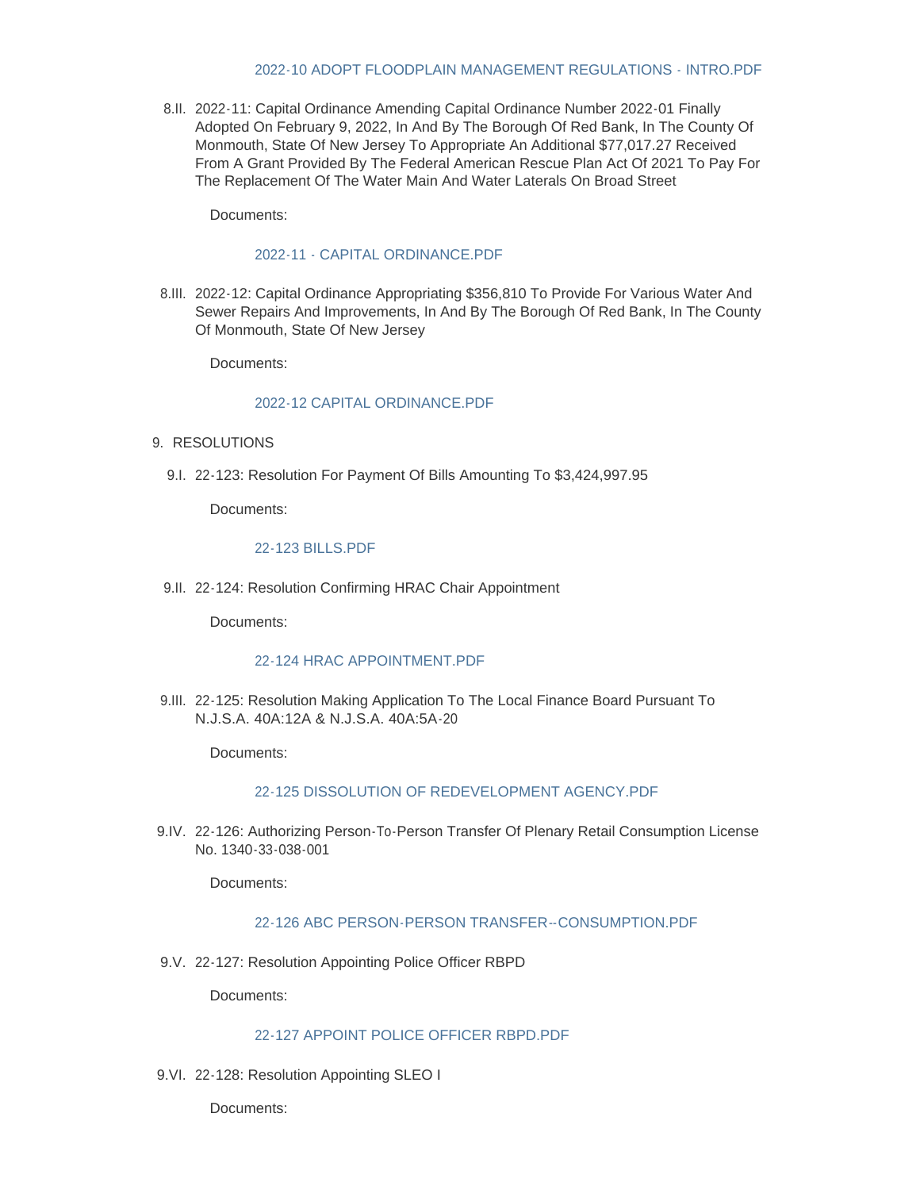2022-10 ADOPT FLOODPLAIN MANAGEMENT REGULATIONS - INTRO.PDF

8.II. 2022-11: Capital Ordinance Amending Capital Ordinance Number 2022-01 Finally Adopted On February 9, 2022, In And By The Borough Of Red Bank, In The County Of Monmouth, State Of New Jersey To Appropriate An Additional $77,017.27 Received From A Grant Provided By The Federal American Rescue Plan Act Of 2021 To Pay For The Replacement Of The Water Main And Water Laterals On Broad Street

Documents:

2022-11 - CAPITAL ORDINANCE.PDF

8.III. 2022-12: Capital Ordinance Appropriating $356,810 To Provide For Various Water And Sewer Repairs And Improvements, In And By The Borough Of Red Bank, In The County Of Monmouth, State Of New Jersey

Documents:

2022-12 CAPITAL ORDINANCE.PDF

9. RESOLUTIONS

9.I. 22-123: Resolution For Payment Of Bills Amounting To $3,424,997.95

Documents:

22-123 BILLS.PDF

9.II. 22-124: Resolution Confirming HRAC Chair Appointment

Documents:

22-124 HRAC APPOINTMENT.PDF

9.III. 22-125: Resolution Making Application To The Local Finance Board Pursuant To N.J.S.A. 40A:12A & N.J.S.A. 40A:5A-20

Documents:

22-125 DISSOLUTION OF REDEVELOPMENT AGENCY.PDF

9.IV. 22-126: Authorizing Person-To-Person Transfer Of Plenary Retail Consumption License No. 1340-33-038-001

Documents:

22-126 ABC PERSON-PERSON TRANSFER--CONSUMPTION.PDF

9.V. 22-127: Resolution Appointing Police Officer RBPD

Documents:

22-127 APPOINT POLICE OFFICER RBPD.PDF

9.VI. 22-128: Resolution Appointing SLEO I

Documents: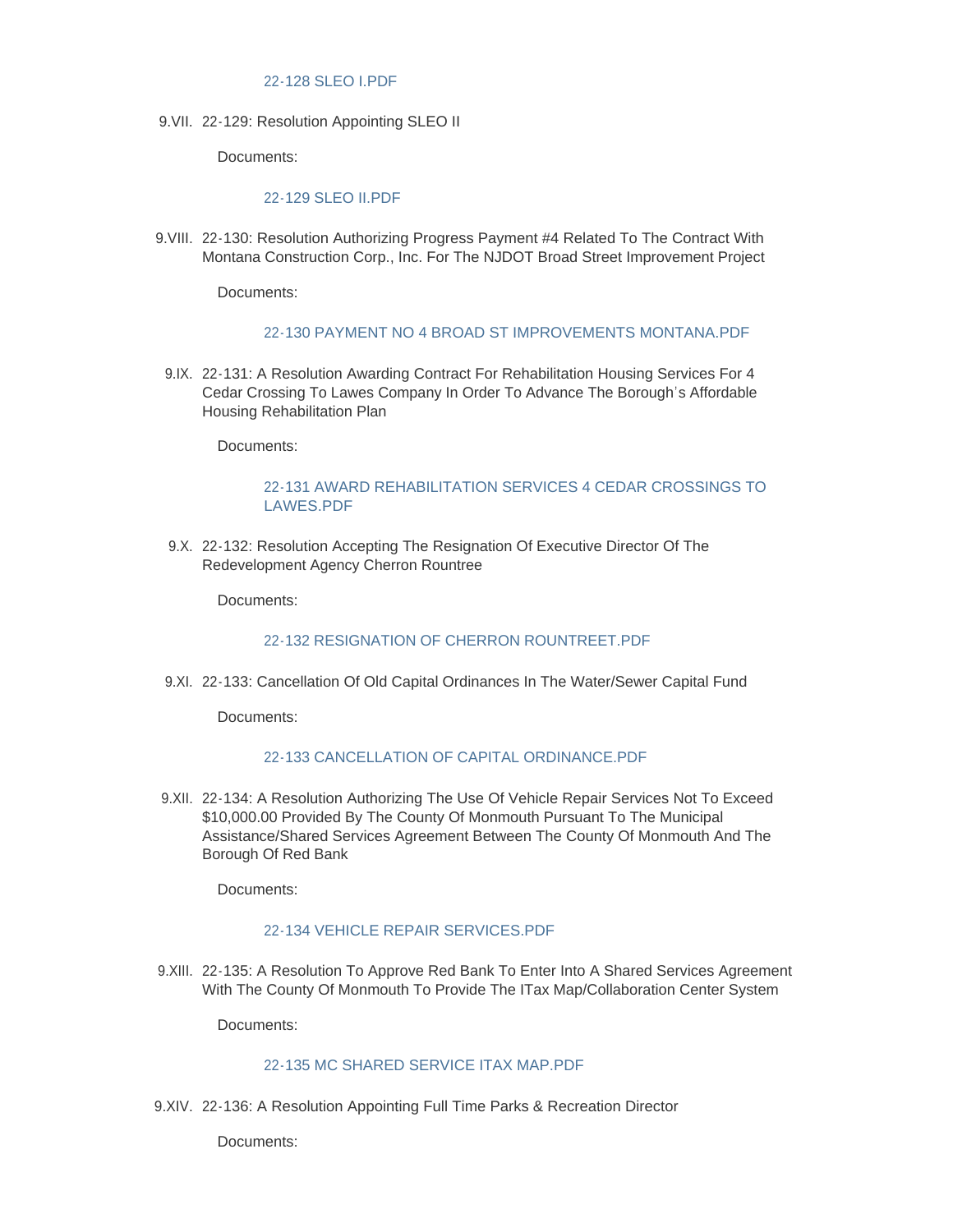22-128 SLEO I.PDF

9.VII. 22-129: Resolution Appointing SLEO II

Documents:

22-129 SLEO II.PDF

9.VIII. 22-130: Resolution Authorizing Progress Payment #4 Related To The Contract With Montana Construction Corp., Inc. For The NJDOT Broad Street Improvement Project

Documents:

22-130 PAYMENT NO 4 BROAD ST IMPROVEMENTS MONTANA.PDF

9.IX. 22-131: A Resolution Awarding Contract For Rehabilitation Housing Services For 4 Cedar Crossing To Lawes Company In Order To Advance The Borough's Affordable Housing Rehabilitation Plan

Documents:

22-131 AWARD REHABILITATION SERVICES 4 CEDAR CROSSINGS TO LAWES.PDF

9.X. 22-132: Resolution Accepting The Resignation Of Executive Director Of The Redevelopment Agency Cherron Rountree

Documents:

22-132 RESIGNATION OF CHERRON ROUNTREET.PDF

9.XI. 22-133: Cancellation Of Old Capital Ordinances In The Water/Sewer Capital Fund

Documents:

22-133 CANCELLATION OF CAPITAL ORDINANCE.PDF

9.XII. 22-134: A Resolution Authorizing The Use Of Vehicle Repair Services Not To Exceed $10,000.00 Provided By The County Of Monmouth Pursuant To The Municipal Assistance/Shared Services Agreement Between The County Of Monmouth And The Borough Of Red Bank

Documents:

22-134 VEHICLE REPAIR SERVICES.PDF

9.XIII. 22-135: A Resolution To Approve Red Bank To Enter Into A Shared Services Agreement With The County Of Monmouth To Provide The ITax Map/Collaboration Center System

Documents:

22-135 MC SHARED SERVICE ITAX MAP.PDF

9.XIV. 22-136: A Resolution Appointing Full Time Parks & Recreation Director

Documents: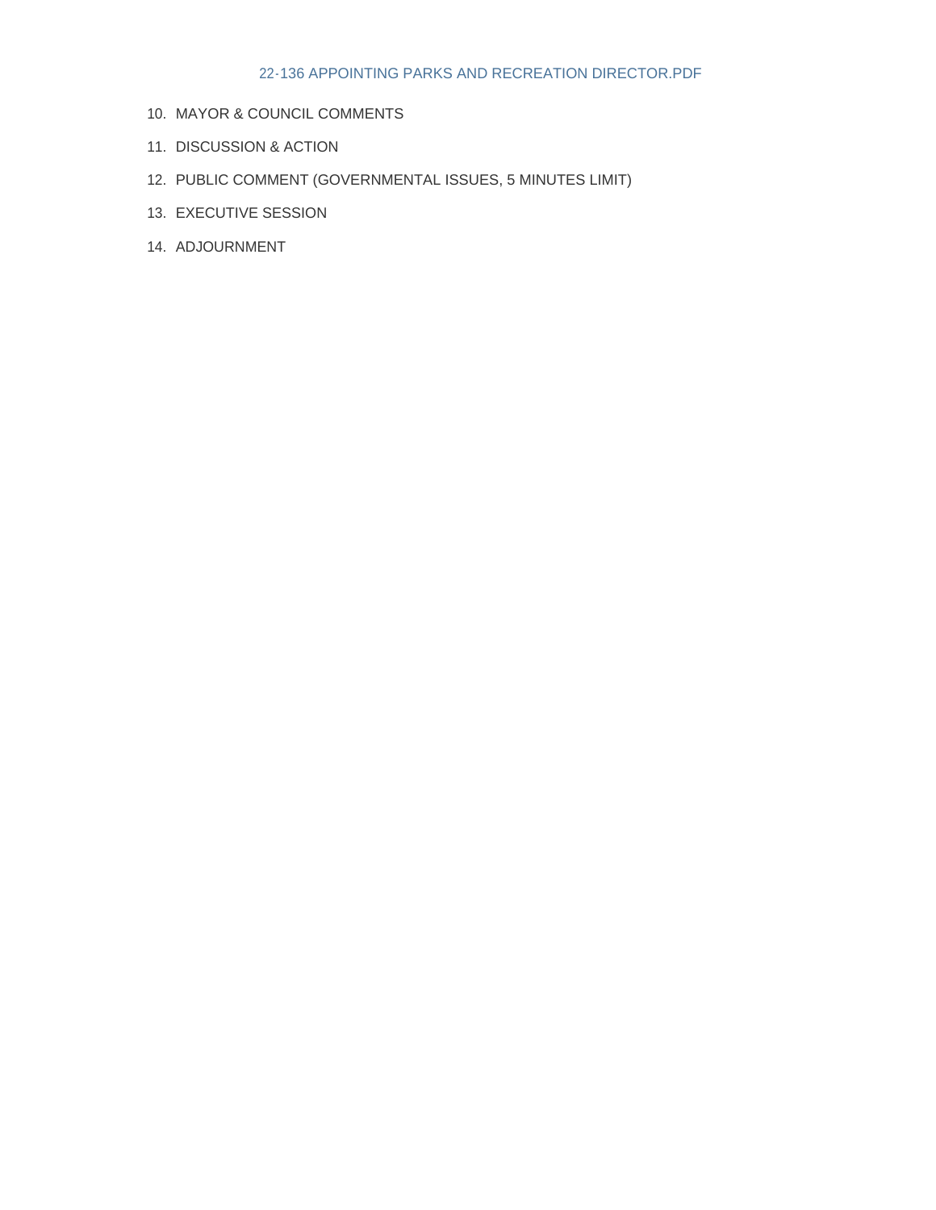22-136 APPOINTING PARKS AND RECREATION DIRECTOR.PDF

10. MAYOR & COUNCIL COMMENTS
11. DISCUSSION & ACTION
12. PUBLIC COMMENT (GOVERNMENTAL ISSUES, 5 MINUTES LIMIT)
13. EXECUTIVE SESSION
14. ADJOURNMENT